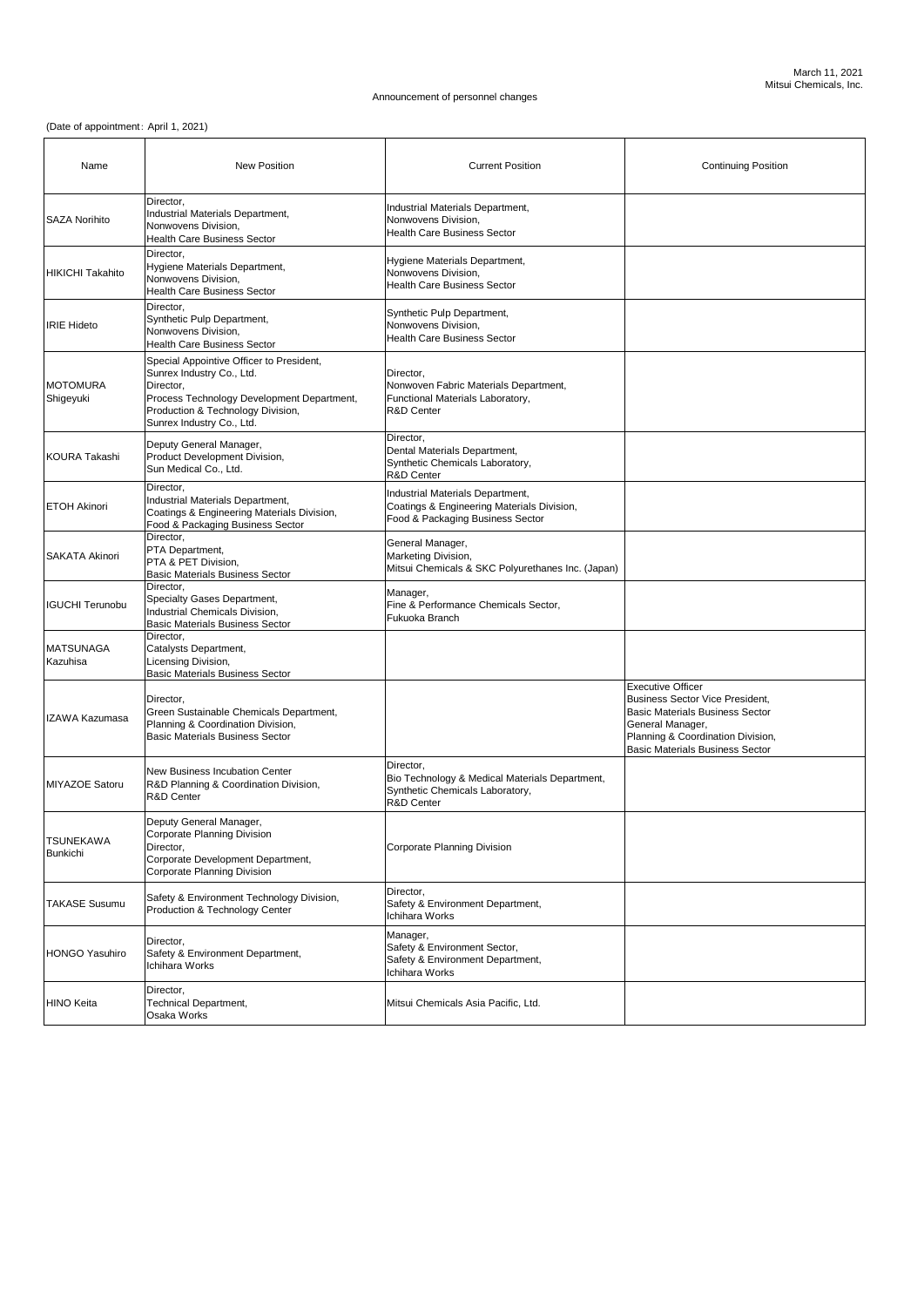March 11, 2021
Mitsui Chemicals, Inc.

Announcement of personnel changes

(Date of appointment：April 1, 2021)

| Name | New Position | Current Position | Continuing Position |
|---|---|---|---|
| SAZA Norihito | Director, Industrial Materials Department, Nonwovens Division, Health Care Business Sector | Industrial Materials Department, Nonwovens Division, Health Care Business Sector | |
| HIKICHI Takahito | Director, Hygiene Materials Department, Nonwovens Division, Health Care Business Sector | Hygiene Materials Department, Nonwovens Division, Health Care Business Sector | |
| IRIE Hideto | Director, Synthetic Pulp Department, Nonwovens Division, Health Care Business Sector | Synthetic Pulp Department, Nonwovens Division, Health Care Business Sector | |
| MOTOMURA Shigeyuki | Special Appointive Officer to President, Sunrex Industry Co., Ltd. Director, Process Technology Development Department, Production & Technology Division, Sunrex Industry Co., Ltd. | Director, Nonwoven Fabric Materials Department, Functional Materials Laboratory, R&D Center | |
| KOURA Takashi | Deputy General Manager, Product Development Division, Sun Medical Co., Ltd. | Director, Dental Materials Department, Synthetic Chemicals Laboratory, R&D Center | |
| ETOH Akinori | Director, Industrial Materials Department, Coatings & Engineering Materials Division, Food & Packaging Business Sector | Industrial Materials Department, Coatings & Engineering Materials Division, Food & Packaging Business Sector | |
| SAKATA Akinori | Director, PTA Department, PTA & PET Division, Basic Materials Business Sector | General Manager, Marketing Division, Mitsui Chemicals & SKC Polyurethanes Inc. (Japan) | |
| IGUCHI Terunobu | Director, Specialty Gases Department, Industrial Chemicals Division, Basic Materials Business Sector | Manager, Fine & Performance Chemicals Sector, Fukuoka Branch | |
| MATSUNAGA Kazuhisa | Director, Catalysts Department, Licensing Division, Basic Materials Business Sector | | |
| IZAWA Kazumasa | Director, Green Sustainable Chemicals Department, Planning & Coordination Division, Basic Materials Business Sector | | Executive Officer Business Sector Vice President, Basic Materials Business Sector General Manager, Planning & Coordination Division, Basic Materials Business Sector |
| MIYAZOE Satoru | New Business Incubation Center R&D Planning & Coordination Division, R&D Center | Director, Bio Technology & Medical Materials Department, Synthetic Chemicals Laboratory, R&D Center | |
| TSUNEKAWA Bunkichi | Deputy General Manager, Corporate Planning Division Director, Corporate Development Department, Corporate Planning Division | Corporate Planning Division | |
| TAKASE Susumu | Safety & Environment Technology Division, Production & Technology Center | Director, Safety & Environment Department, Ichihara Works | |
| HONGO Yasuhiro | Director, Safety & Environment Department, Ichihara Works | Manager, Safety & Environment Sector, Safety & Environment Department, Ichihara Works | |
| HINO Keita | Director, Technical Department, Osaka Works | Mitsui Chemicals Asia Pacific, Ltd. | |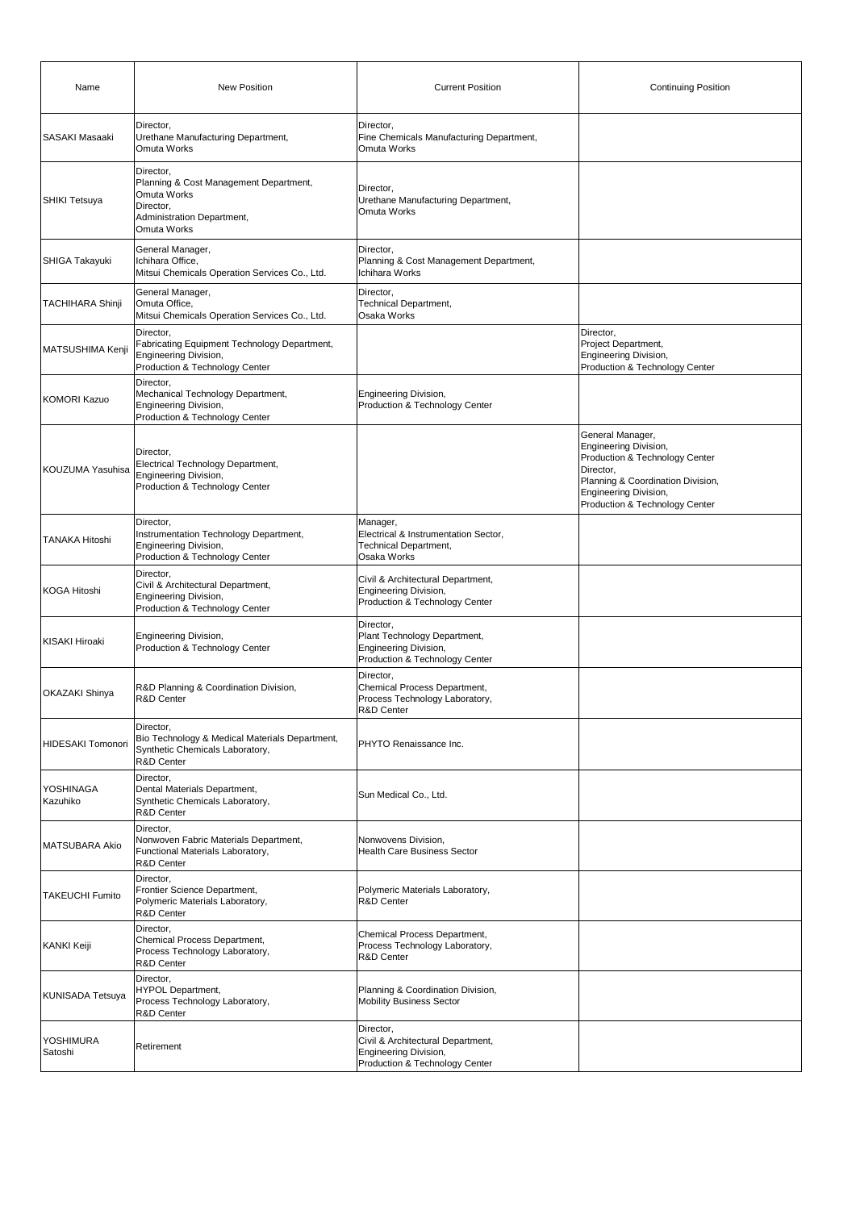| Name | New Position | Current Position | Continuing Position |
|---|---|---|---|
| SASAKI Masaaki | Director,<br>Urethane Manufacturing Department,<br>Omuta Works | Director,<br>Fine Chemicals Manufacturing Department,<br>Omuta Works | |
| SHIKI Tetsuya | Director,<br>Planning & Cost Management Department,<br>Omuta Works<br>Director,<br>Administration Department,<br>Omuta Works | Director,<br>Urethane Manufacturing Department,<br>Omuta Works | |
| SHIGA Takayuki | General Manager,<br>Ichihara Office,<br>Mitsui Chemicals Operation Services Co., Ltd. | Director,<br>Planning & Cost Management Department,<br>Ichihara Works | |
| TACHIHARA Shinji | General Manager,<br>Omuta Office,<br>Mitsui Chemicals Operation Services Co., Ltd. | Director,<br>Technical Department,<br>Osaka Works | |
| MATSUSHIMA Kenji | Director,<br>Fabricating Equipment Technology Department,<br>Engineering Division,<br>Production & Technology Center | | Director,<br>Project Department,<br>Engineering Division,<br>Production & Technology Center |
| KOMORI Kazuo | Director,<br>Mechanical Technology Department,<br>Engineering Division,<br>Production & Technology Center | Engineering Division,<br>Production & Technology Center | |
| KOUZUMA Yasuhisa | Director,<br>Electrical Technology Department,<br>Engineering Division,<br>Production & Technology Center | | General Manager,<br>Engineering Division,<br>Production & Technology Center<br>Director,<br>Planning & Coordination Division,<br>Engineering Division,<br>Production & Technology Center |
| TANAKA Hitoshi | Director,<br>Instrumentation Technology Department,<br>Engineering Division,<br>Production & Technology Center | Manager,<br>Electrical & Instrumentation Sector,<br>Technical Department,<br>Osaka Works | |
| KOGA Hitoshi | Director,<br>Civil & Architectural Department,<br>Engineering Division,<br>Production & Technology Center | Civil & Architectural Department,<br>Engineering Division,<br>Production & Technology Center | |
| KISAKI Hiroaki | Engineering Division,<br>Production & Technology Center | Director,<br>Plant Technology Department,<br>Engineering Division,<br>Production & Technology Center | |
| OKAZAKI Shinya | R&D Planning & Coordination Division,<br>R&D Center | Director,<br>Chemical Process Department,<br>Process Technology Laboratory,<br>R&D Center | |
| HIDESAKI Tomonori | Director,<br>Bio Technology & Medical Materials Department,<br>Synthetic Chemicals Laboratory,<br>R&D Center | PHYTO Renaissance Inc. | |
| YOSHINAGA Kazuhiko | Director,<br>Dental Materials Department,<br>Synthetic Chemicals Laboratory,<br>R&D Center | Sun Medical Co., Ltd. | |
| MATSUBARA Akio | Director,<br>Nonwoven Fabric Materials Department,<br>Functional Materials Laboratory,<br>R&D Center | Nonwovens Division,<br>Health Care Business Sector | |
| TAKEUCHI Fumito | Director,<br>Frontier Science Department,<br>Polymeric Materials Laboratory,<br>R&D Center | Polymeric Materials Laboratory,<br>R&D Center | |
| KANKI Keiji | Director,<br>Chemical Process Department,<br>Process Technology Laboratory,<br>R&D Center | Chemical Process Department,<br>Process Technology Laboratory,<br>R&D Center | |
| KUNISADA Tetsuya | Director,<br>HYPOL Department,<br>Process Technology Laboratory,<br>R&D Center | Planning & Coordination Division,<br>Mobility Business Sector | |
| YOSHIMURA Satoshi | Retirement | Director,<br>Civil & Architectural Department,<br>Engineering Division,<br>Production & Technology Center | |